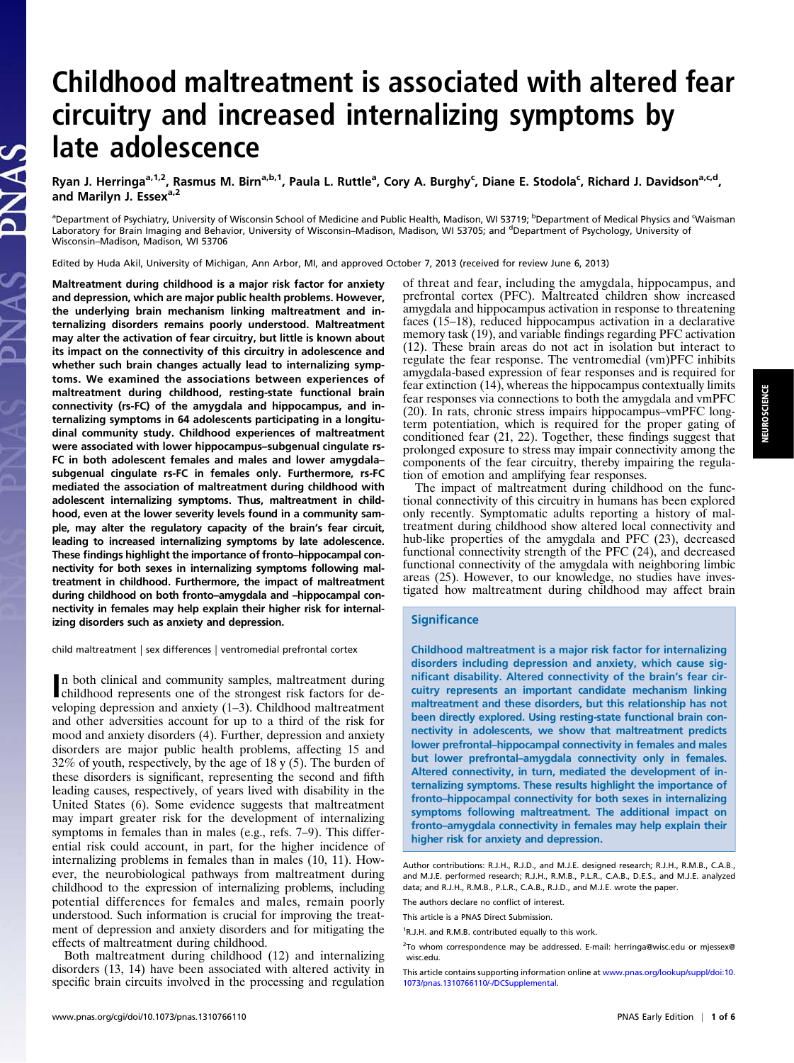# Childhood maltreatment is associated with altered fear circuitry and increased internalizing symptoms by late adolescence

Ryan J. Herringa[a,1,2], Rasmus M. Birn[a,b,1], Paula L. Ruttle[a], Cory A. Burghy[c], Diane E. Stodola[c], Richard J. Davidson[a,c,d], and Marilyn J. Essex[a,2]

[a]Department of Psychiatry, University of Wisconsin School of Medicine and Public Health, Madison, WI 53719; [b]Department of Medical Physics and [c]Waisman Laboratory for Brain Imaging and Behavior, University of Wisconsin–Madison, Madison, WI 53705; and [d]Department of Psychology, University of Wisconsin–Madison, Madison, WI 53706

Edited by Huda Akil, University of Michigan, Ann Arbor, MI, and approved October 7, 2013 (received for review June 6, 2013)

**Maltreatment during childhood is a major risk factor for anxiety and depression, which are major public health problems. However, the underlying brain mechanism linking maltreatment and internalizing disorders remains poorly understood. Maltreatment may alter the activation of fear circuitry, but little is known about its impact on the connectivity of this circuitry in adolescence and whether such brain changes actually lead to internalizing symptoms. We examined the associations between experiences of maltreatment during childhood, resting-state functional brain connectivity (rs-FC) of the amygdala and hippocampus, and internalizing symptoms in 64 adolescents participating in a longitudinal community study. Childhood experiences of maltreatment were associated with lower hippocampus–subgenual cingulate rs-FC in both adolescent females and males and lower amygdala–subgenual cingulate rs-FC in females only. Furthermore, rs-FC mediated the association of maltreatment during childhood with adolescent internalizing symptoms. Thus, maltreatment in childhood, even at the lower severity levels found in a community sample, may alter the regulatory capacity of the brain's fear circuit, leading to increased internalizing symptoms by late adolescence. These findings highlight the importance of fronto–hippocampal connectivity for both sexes in internalizing symptoms following maltreatment in childhood. Furthermore, the impact of maltreatment during childhood on both fronto–amygdala and –hippocampal connectivity in females may help explain their higher risk for internalizing disorders such as anxiety and depression.**

child maltreatment | sex differences | ventromedial prefrontal cortex

In both clinical and community samples, maltreatment during childhood represents one of the strongest risk factors for developing depression and anxiety (1–3). Childhood maltreatment and other adversities account for up to a third of the risk for mood and anxiety disorders (4). Further, depression and anxiety disorders are major public health problems, affecting 15 and 32% of youth, respectively, by the age of 18 y (5). The burden of these disorders is significant, representing the second and fifth leading causes, respectively, of years lived with disability in the United States (6). Some evidence suggests that maltreatment may impart greater risk for the development of internalizing symptoms in females than in males (e.g., refs. 7–9). This differential risk could account, in part, for the higher incidence of internalizing problems in females than in males (10, 11). However, the neurobiological pathways from maltreatment during childhood to the expression of internalizing problems, including potential differences for females and males, remain poorly understood. Such information is crucial for improving the treatment of depression and anxiety disorders and for mitigating the effects of maltreatment during childhood.

Both maltreatment during childhood (12) and internalizing disorders (13, 14) have been associated with altered activity in specific brain circuits involved in the processing and regulation of threat and fear, including the amygdala, hippocampus, and prefrontal cortex (PFC). Maltreated children show increased amygdala and hippocampus activation in response to threatening faces (15–18), reduced hippocampus activation in a declarative memory task (19), and variable findings regarding PFC activation (12). These brain areas do not act in isolation but interact to regulate the fear response. The ventromedial (vm)PFC inhibits amygdala-based expression of fear responses and is required for fear extinction (14), whereas the hippocampus contextually limits fear responses via connections to both the amygdala and vmPFC (20). In rats, chronic stress impairs hippocampus–vmPFC long-term potentiation, which is required for the proper gating of conditioned fear (21, 22). Together, these findings suggest that prolonged exposure to stress may impair connectivity among the components of the fear circuitry, thereby impairing the regulation of emotion and amplifying fear responses.

The impact of maltreatment during childhood on the functional connectivity of this circuitry in humans has been explored only recently. Symptomatic adults reporting a history of maltreatment during childhood show altered local connectivity and hub-like properties of the amygdala and PFC (23), decreased functional connectivity strength of the PFC (24), and decreased functional connectivity of the amygdala with neighboring limbic areas (25). However, to our knowledge, no studies have investigated how maltreatment during childhood may affect brain

## Significance

Childhood maltreatment is a major risk factor for internalizing disorders including depression and anxiety, which cause significant disability. Altered connectivity of the brain's fear circuitry represents an important candidate mechanism linking maltreatment and these disorders, but this relationship has not been directly explored. Using resting-state functional brain connectivity in adolescents, we show that maltreatment predicts lower prefrontal–hippocampal connectivity in females and males but lower prefrontal–amygdala connectivity only in females. Altered connectivity, in turn, mediated the development of internalizing symptoms. These results highlight the importance of fronto–hippocampal connectivity for both sexes in internalizing symptoms following maltreatment. The additional impact on fronto–amygdala connectivity in females may help explain their higher risk for anxiety and depression.

Author contributions: R.J.H., R.J.D., and M.J.E. designed research; R.J.H., R.M.B., C.A.B., and M.J.E. performed research; R.J.H., R.M.B., P.L.R., C.A.B., D.E.S., and M.J.E. analyzed data; and R.J.H., R.M.B., P.L.R., C.A.B., R.J.D., and M.J.E. wrote the paper.

The authors declare no conflict of interest.

This article is a PNAS Direct Submission.

[1]R.J.H. and R.M.B. contributed equally to this work.

[2]To whom correspondence may be addressed. E-mail: herringa@wisc.edu or mjessex@wisc.edu.

This article contains supporting information online at www.pnas.org/lookup/suppl/doi:10.1073/pnas.1310766110/-/DCSupplemental.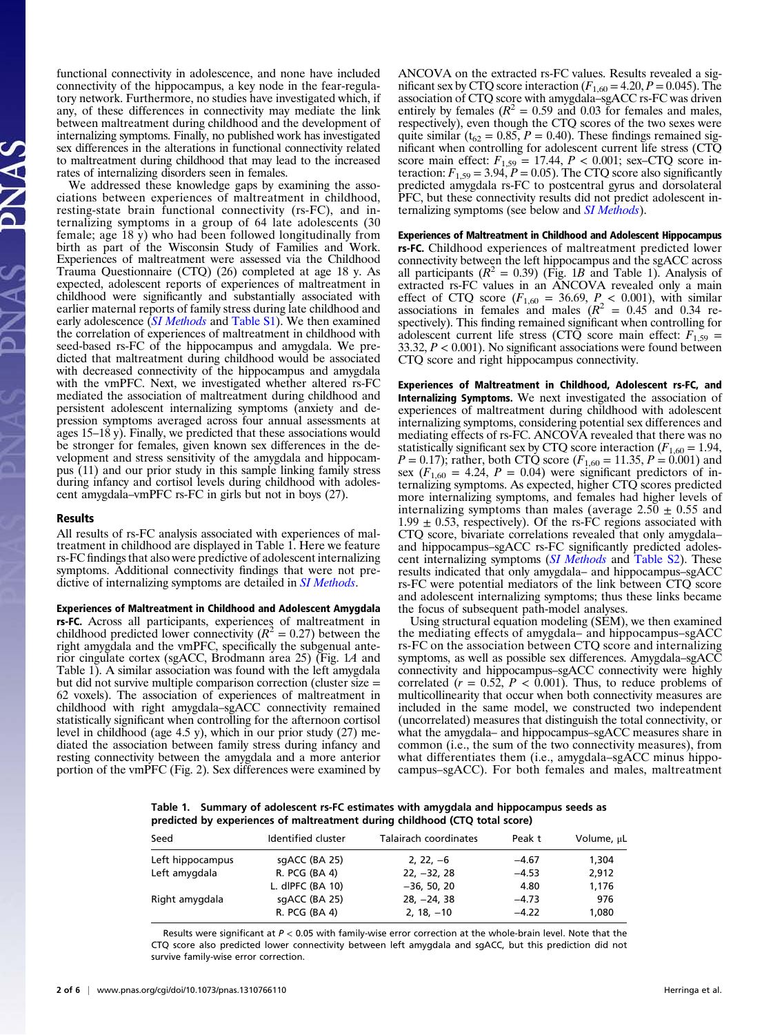functional connectivity in adolescence, and none have included connectivity of the hippocampus, a key node in the fear-regulatory network. Furthermore, no studies have investigated which, if any, of these differences in connectivity may mediate the link between maltreatment during childhood and the development of internalizing symptoms. Finally, no published work has investigated sex differences in the alterations in functional connectivity related to maltreatment during childhood that may lead to the increased rates of internalizing disorders seen in females.

We addressed these knowledge gaps by examining the associations between experiences of maltreatment in childhood, resting-state brain functional connectivity (rs-FC), and internalizing symptoms in a group of 64 late adolescents (30 female; age 18 y) who had been followed longitudinally from birth as part of the Wisconsin Study of Families and Work. Experiences of maltreatment were assessed via the Childhood Trauma Questionnaire (CTQ) (26) completed at age 18 y. As expected, adolescent reports of experiences of maltreatment in childhood were significantly and substantially associated with earlier maternal reports of family stress during late childhood and early adolescence (*SI Methods* and Table S1). We then examined the correlation of experiences of maltreatment in childhood with seed-based rs-FC of the hippocampus and amygdala. We predicted that maltreatment during childhood would be associated with decreased connectivity of the hippocampus and amygdala with the vmPFC. Next, we investigated whether altered rs-FC mediated the association of maltreatment during childhood and persistent adolescent internalizing symptoms (anxiety and depression symptoms averaged across four annual assessments at ages 15–18 y). Finally, we predicted that these associations would be stronger for females, given known sex differences in the development and stress sensitivity of the amygdala and hippocampus (11) and our prior study in this sample linking family stress during infancy and cortisol levels during childhood with adolescent amygdala–vmPFC rs-FC in girls but not in boys (27).

## Results

All results of rs-FC analysis associated with experiences of maltreatment in childhood are displayed in Table 1. Here we feature rs-FC findings that also were predictive of adolescent internalizing symptoms. Additional connectivity findings that were not predictive of internalizing symptoms are detailed in *SI Methods*.

**Experiences of Maltreatment in Childhood and Adolescent Amygdala rs-FC.** Across all participants, experiences of maltreatment in childhood predicted lower connectivity ($R^2 = 0.27$) between the right amygdala and the vmPFC, specifically the subgenual anterior cingulate cortex (sgACC, Brodmann area 25) (Fig. 1*A* and Table 1). A similar association was found with the left amygdala but did not survive multiple comparison correction (cluster size = 62 voxels). The association of experiences of maltreatment in childhood with right amygdala–sgACC connectivity remained statistically significant when controlling for the afternoon cortisol level in childhood (age 4.5 y), which in our prior study (27) mediated the association between family stress during infancy and resting connectivity between the amygdala and a more anterior portion of the vmPFC (Fig. 2). Sex differences were examined by ANCOVA on the extracted rs-FC values. Results revealed a significant sex by CTQ score interaction ($F_{1,60} = 4.20$, $P = 0.045$). The association of CTQ score with amygdala–sgACC rs-FC was driven entirely by females ($R^2 = 0.59$ and 0.03 for females and males, respectively), even though the CTQ scores of the two sexes were quite similar ($t_{62} = 0.85$, $P = 0.40$). These findings remained significant when controlling for adolescent current life stress (CTQ score main effect: $F_{1,59} = 17.44$, $P < 0.001$; sex–CTQ score interaction: $F_{1,59} = 3.94$, $P = 0.05$). The CTQ score also significantly predicted amygdala rs-FC to postcentral gyrus and dorsolateral PFC, but these connectivity results did not predict adolescent internalizing symptoms (see below and *SI Methods*).

**Experiences of Maltreatment in Childhood and Adolescent Hippocampus rs-FC.** Childhood experiences of maltreatment predicted lower connectivity between the left hippocampus and the sgACC across all participants ($R^2 = 0.39$) (Fig. 1*B* and Table 1). Analysis of extracted rs-FC values in an ANCOVA revealed only a main effect of CTQ score ($F_{1,60} = 36.69$, $P < 0.001$), with similar associations in females and males ($R^2 = 0.45$ and 0.34 respectively). This finding remained significant when controlling for adolescent current life stress (CTQ score main effect: $F_{1,59} = 33.32$, $P < 0.001$). No significant associations were found between CTQ score and right hippocampus connectivity.

**Experiences of Maltreatment in Childhood, Adolescent rs-FC, and Internalizing Symptoms.** We next investigated the association of experiences of maltreatment during childhood with adolescent internalizing symptoms, considering potential sex differences and mediating effects of rs-FC. ANCOVA revealed that there was no statistically significant sex by CTQ score interaction ($F_{1,60} = 1.94$, $P = 0.17$); rather, both CTQ score ($F_{1,60} = 11.35$, $P = 0.001$) and sex ($F_{1,60} = 4.24$, $P = 0.04$) were significant predictors of internalizing symptoms. As expected, higher CTQ scores predicted more internalizing symptoms, and females had higher levels of internalizing symptoms than males (average 2.50 ± 0.55 and 1.99 ± 0.53, respectively). Of the rs-FC regions associated with CTQ score, bivariate correlations revealed that only amygdala– and hippocampus–sgACC rs-FC significantly predicted adolescent internalizing symptoms (*SI Methods* and Table S2). These results indicated that only amygdala– and hippocampus–sgACC rs-FC were potential mediators of the link between CTQ score and adolescent internalizing symptoms; thus these links became the focus of subsequent path-model analyses.

Using structural equation modeling (SEM), we then examined the mediating effects of amygdala– and hippocampus–sgACC rs-FC on the association between CTQ score and internalizing symptoms, as well as possible sex differences. Amygdala–sgACC connectivity and hippocampus–sgACC connectivity were highly correlated ($r = 0.52$, $P < 0.001$). Thus, to reduce problems of multicollinearity that occur when both connectivity measures are included in the same model, we constructed two independent (uncorrelated) measures that distinguish the total connectivity, or what the amygdala– and hippocampus–sgACC measures share in common (i.e., the sum of the two connectivity measures), from what differentiates them (i.e., amygdala–sgACC minus hippocampus–sgACC). For both females and males, maltreatment

**Table 1. Summary of adolescent rs-FC estimates with amygdala and hippocampus seeds as predicted by experiences of maltreatment during childhood (CTQ total score)**

| Seed | Identified cluster | Talairach coordinates | Peak t | Volume, μL |
|---|---|---|---|---|
| Left hippocampus | sgACC (BA 25) | 2, 22, −6 | −4.67 | 1,304 |
| Left amygdala | R. PCG (BA 4) | 22, −32, 28 | −4.53 | 2,912 |
| | L. dlPFC (BA 10) | −36, 50, 20 | 4.80 | 1,176 |
| Right amygdala | sgACC (BA 25) | 28, −24, 38 | −4.73 | 976 |
| | R. PCG (BA 4) | 2, 18, −10 | −4.22 | 1,080 |

Results were significant at $P < 0.05$ with family-wise error correction at the whole-brain level. Note that the CTQ score also predicted lower connectivity between left amygdala and sgACC, but this prediction did not survive family-wise error correction.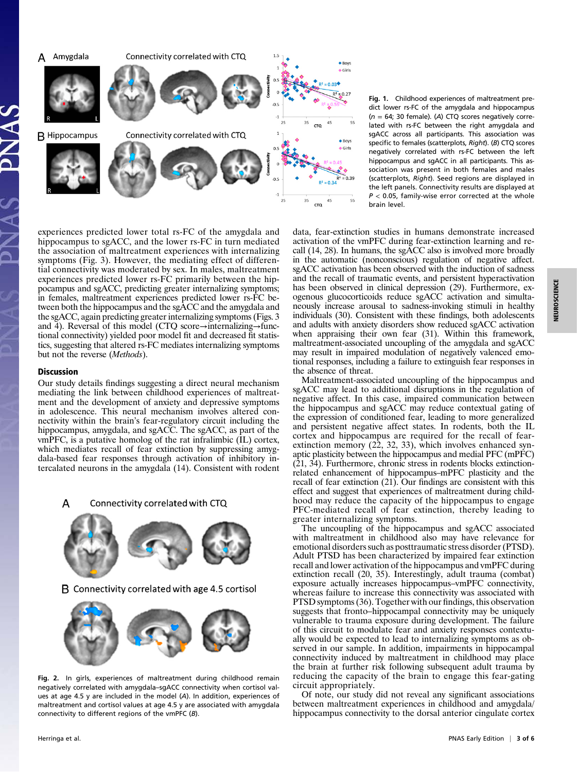**Fig. 1.** Childhood experiences of maltreatment predict lower rs-FC of the amygdala and hippocampus ($n = 64$; 30 female). (*A*) CTQ scores negatively correlated with rs-FC between the right amygdala and sgACC across all participants. This association was specific to females (scatterplots, *Right*). (*B*) CTQ scores negatively correlated with rs-FC between the left hippocampus and sgACC in all participants. This association was present in both females and males (scatterplots, *Right*). Seed regions are displayed in the left panels. Connectivity results are displayed at $P < 0.05$, family-wise error corrected at the whole brain level.

experiences predicted lower total rs-FC of the amygdala and hippocampus to sgACC, and the lower rs-FC in turn mediated the association of maltreatment experiences with internalizing symptoms (Fig. 3). However, the mediating effect of differential connectivity was moderated by sex. In males, maltreatment experiences predicted lower rs-FC primarily between the hippocampus and sgACC, predicting greater internalizing symptoms; in females, maltreatment experiences predicted lower rs-FC between both the hippocampus and the sgACC and the amygdala and the sgACC, again predicting greater internalizing symptoms (Figs. 3 and 4). Reversal of this model (CTQ score→internalizing→functional connectivity) yielded poor model fit and decreased fit statistics, suggesting that altered rs-FC mediates internalizing symptoms but not the reverse (*Methods*).

## Discussion

Our study details findings suggesting a direct neural mechanism mediating the link between childhood experiences of maltreatment and the development of anxiety and depressive symptoms in adolescence. This neural mechanism involves altered connectivity within the brain's fear-regulatory circuit including the hippocampus, amygdala, and sgACC. The sgACC, as part of the vmPFC, is a putative homolog of the rat infralimbic (IL) cortex, which mediates recall of fear extinction by suppressing amygdala-based fear responses through activation of inhibitory intercalated neurons in the amygdala (14). Consistent with rodent data, fear-extinction studies in humans demonstrate increased activation of the vmPFC during fear-extinction learning and recall (14, 28). In humans, the sgACC also is involved more broadly in the automatic (nonconscious) regulation of negative affect. sgACC activation has been observed with the induction of sadness and the recall of traumatic events, and persistent hyperactivation has been observed in clinical depression (29). Furthermore, exogenous glucocorticoids reduce sgACC activation and simultaneously increase arousal to sadness-invoking stimuli in healthy individuals (30). Consistent with these findings, both adolescents and adults with anxiety disorders show reduced sgACC activation when appraising their own fear (31). Within this framework, maltreatment-associated uncoupling of the amygdala and sgACC may result in impaired modulation of negatively valenced emotional responses, including a failure to extinguish fear responses in the absence of threat.

Maltreatment-associated uncoupling of the hippocampus and sgACC may lead to additional disruptions in the regulation of negative affect. In this case, impaired communication between the hippocampus and sgACC may reduce contextual gating of the expression of conditioned fear, leading to more generalized and persistent negative affect states. In rodents, both the IL cortex and hippocampus are required for the recall of fear-extinction memory (22, 32, 33), which involves enhanced synaptic plasticity between the hippocampus and medial PFC (mPFC) (21, 34). Furthermore, chronic stress in rodents blocks extinction-related enhancement of hippocampus–mPFC plasticity and the recall of fear extinction (21). Our findings are consistent with this effect and suggest that experiences of maltreatment during childhood may reduce the capacity of the hippocampus to engage PFC-mediated recall of fear extinction, thereby leading to greater internalizing symptoms.

The uncoupling of the hippocampus and sgACC associated with maltreatment in childhood also may have relevance for emotional disorders such as posttraumatic stress disorder (PTSD). Adult PTSD has been characterized by impaired fear extinction recall and lower activation of the hippocampus and vmPFC during extinction recall (20, 35). Interestingly, adult trauma (combat) exposure actually increases hippocampus–vmPFC connectivity, whereas failure to increase this connectivity was associated with PTSD symptoms (36). Together with our findings, this observation suggests that fronto–hippocampal connectivity may be uniquely vulnerable to trauma exposure during development. The failure of this circuit to modulate fear and anxiety responses contextually would be expected to lead to internalizing symptoms as observed in our sample. In addition, impairments in hippocampal connectivity induced by maltreatment in childhood may place the brain at further risk following subsequent adult trauma by reducing the capacity of the brain to engage this fear-gating circuit appropriately.

Of note, our study did not reveal any significant associations between maltreatment experiences in childhood and amygdala/hippocampus connectivity to the dorsal anterior cingulate cortex

**Fig. 2.** In girls, experiences of maltreatment during childhood remain negatively correlated with amygdala–sgACC connectivity when cortisol values at age 4.5 y are included in the model (*A*). In addition, experiences of maltreatment and cortisol values at age 4.5 y are associated with amygdala connectivity to different regions of the vmPFC (*B*).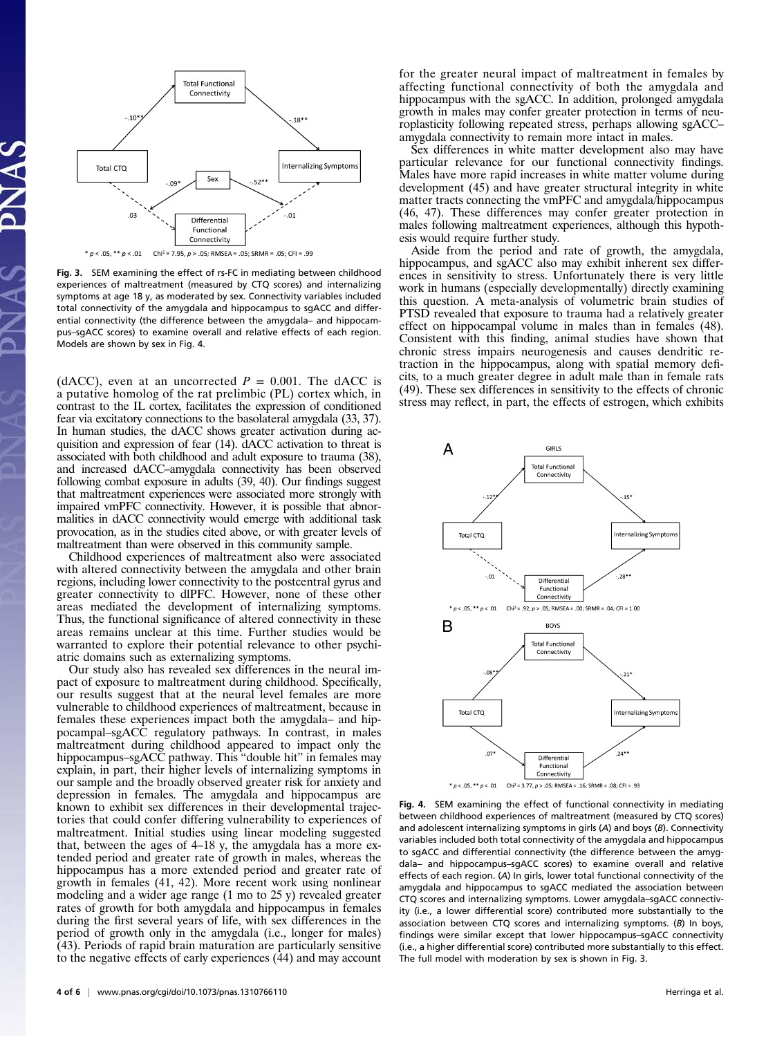Fig. 3. SEM examining the effect of rs-FC in mediating between childhood experiences of maltreatment (measured by CTQ scores) and internalizing symptoms at age 18 y, as moderated by sex. Connectivity variables included total connectivity of the amygdala and hippocampus to sgACC and differential connectivity (the difference between the amygdala– and hippocampus–sgACC scores) to examine overall and relative effects of each region. Models are shown by sex in Fig. 4.

(dACC), even at an uncorrected $P = 0.001$. The dACC is a putative homolog of the rat prelimbic (PL) cortex which, in contrast to the IL cortex, facilitates the expression of conditioned fear via excitatory connections to the basolateral amygdala (33, 37). In human studies, the dACC shows greater activation during acquisition and expression of fear (14). dACC activation to threat is associated with both childhood and adult exposure to trauma (38), and increased dACC–amygdala connectivity has been observed following combat exposure in adults (39, 40). Our findings suggest that maltreatment experiences were associated more strongly with impaired vmPFC connectivity. However, it is possible that abnormalities in dACC connectivity would emerge with additional task provocation, as in the studies cited above, or with greater levels of maltreatment than were observed in this community sample.

Childhood experiences of maltreatment also were associated with altered connectivity between the amygdala and other brain regions, including lower connectivity to the postcentral gyrus and greater connectivity to dlPFC. However, none of these other areas mediated the development of internalizing symptoms. Thus, the functional significance of altered connectivity in these areas remains unclear at this time. Further studies would be warranted to explore their potential relevance to other psychiatric domains such as externalizing symptoms.

Our study also has revealed sex differences in the neural impact of exposure to maltreatment during childhood. Specifically, our results suggest that at the neural level females are more vulnerable to childhood experiences of maltreatment, because in females these experiences impact both the amygdala– and hippocampal–sgACC regulatory pathways. In contrast, in males maltreatment during childhood appeared to impact only the hippocampus–sgACC pathway. This "double hit" in females may explain, in part, their higher levels of internalizing symptoms in our sample and the broadly observed greater risk for anxiety and depression in females. The amygdala and hippocampus are known to exhibit sex differences in their developmental trajectories that could confer differing vulnerability to experiences of maltreatment. Initial studies using linear modeling suggested that, between the ages of 4–18 y, the amygdala has a more extended period and greater rate of growth in males, whereas the hippocampus has a more extended period and greater rate of growth in females (41, 42). More recent work using nonlinear modeling and a wider age range (1 mo to 25 y) revealed greater rates of growth for both amygdala and hippocampus in females during the first several years of life, with sex differences in the period of growth only in the amygdala (i.e., longer for males) (43). Periods of rapid brain maturation are particularly sensitive to the negative effects of early experiences (44) and may account for the greater neural impact of maltreatment in females by affecting functional connectivity of both the amygdala and hippocampus with the sgACC. In addition, prolonged amygdala growth in males may confer greater protection in terms of neuroplasticity following repeated stress, perhaps allowing sgACC–amygdala connectivity to remain more intact in males.

Sex differences in white matter development also may have particular relevance for our functional connectivity findings. Males have more rapid increases in white matter volume during development (45) and have greater structural integrity in white matter tracts connecting the vmPFC and amygdala/hippocampus (46, 47). These differences may confer greater protection in males following maltreatment experiences, although this hypothesis would require further study.

Aside from the period and rate of growth, the amygdala, hippocampus, and sgACC also may exhibit inherent sex differences in sensitivity to stress. Unfortunately there is very little work in humans (especially developmentally) directly examining this question. A meta-analysis of volumetric brain studies of PTSD revealed that exposure to trauma had a relatively greater effect on hippocampal volume in males than in females (48). Consistent with this finding, animal studies have shown that chronic stress impairs neurogenesis and causes dendritic retraction in the hippocampus, along with spatial memory deficits, to a much greater degree in adult male than in female rats (49). These sex differences in sensitivity to the effects of chronic stress may reflect, in part, the effects of estrogen, which exhibits

Fig. 4. SEM examining the effect of functional connectivity in mediating between childhood experiences of maltreatment (measured by CTQ scores) and adolescent internalizing symptoms in girls (*A*) and boys (*B*). Connectivity variables included both total connectivity of the amygdala and hippocampus to sgACC and differential connectivity (the difference between the amygdala– and hippocampus–sgACC scores) to examine overall and relative effects of each region. (*A*) In girls, lower total functional connectivity of the amygdala and hippocampus to sgACC mediated the association between CTQ scores and internalizing symptoms. Lower amygdala–sgACC connectivity (i.e., a lower differential score) contributed more substantially to the association between CTQ scores and internalizing symptoms. (*B*) In boys, findings were similar except that lower hippocampus–sgACC connectivity (i.e., a higher differential score) contributed more substantially to this effect. The full model with moderation by sex is shown in Fig. 3.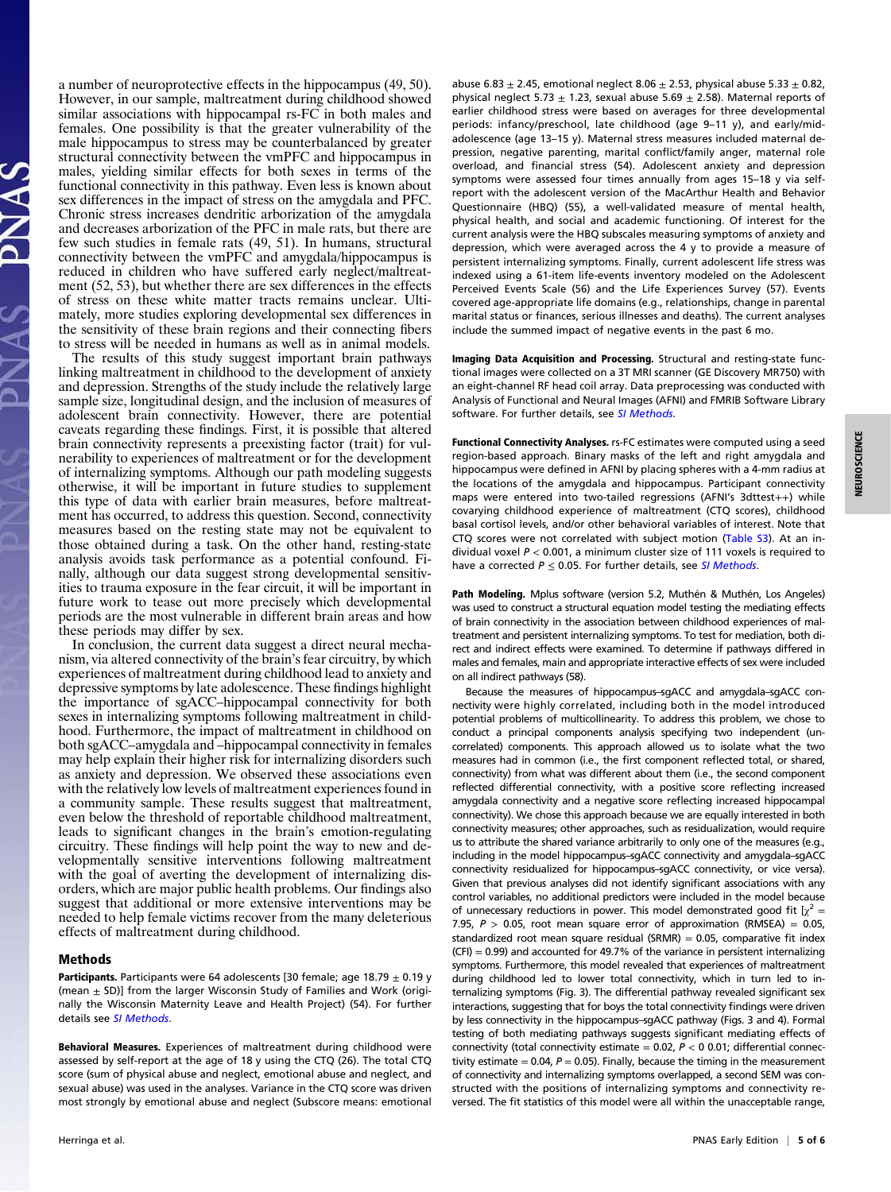a number of neuroprotective effects in the hippocampus (49, 50). However, in our sample, maltreatment during childhood showed similar associations with hippocampal rs-FC in both males and females. One possibility is that the greater vulnerability of the male hippocampus to stress may be counterbalanced by greater structural connectivity between the vmPFC and hippocampus in males, yielding similar effects for both sexes in terms of the functional connectivity in this pathway. Even less is known about sex differences in the impact of stress on the amygdala and PFC. Chronic stress increases dendritic arborization of the amygdala and decreases arborization of the PFC in male rats, but there are few such studies in female rats (49, 51). In humans, structural connectivity between the vmPFC and amygdala/hippocampus is reduced in children who have suffered early neglect/maltreatment (52, 53), but whether there are sex differences in the effects of stress on these white matter tracts remains unclear. Ultimately, more studies exploring developmental sex differences in the sensitivity of these brain regions and their connecting fibers to stress will be needed in humans as well as in animal models.

The results of this study suggest important brain pathways linking maltreatment in childhood to the development of anxiety and depression. Strengths of the study include the relatively large sample size, longitudinal design, and the inclusion of measures of adolescent brain connectivity. However, there are potential caveats regarding these findings. First, it is possible that altered brain connectivity represents a preexisting factor (trait) for vulnerability to experiences of maltreatment or for the development of internalizing symptoms. Although our path modeling suggests otherwise, it will be important in future studies to supplement this type of data with earlier brain measures, before maltreatment has occurred, to address this question. Second, connectivity measures based on the resting state may not be equivalent to those obtained during a task. On the other hand, resting-state analysis avoids task performance as a potential confound. Finally, although our data suggest strong developmental sensitivities to trauma exposure in the fear circuit, it will be important in future work to tease out more precisely which developmental periods are the most vulnerable in different brain areas and how these periods may differ by sex.

In conclusion, the current data suggest a direct neural mechanism, via altered connectivity of the brain's fear circuitry, by which experiences of maltreatment during childhood lead to anxiety and depressive symptoms by late adolescence. These findings highlight the importance of sgACC–hippocampal connectivity for both sexes in internalizing symptoms following maltreatment in childhood. Furthermore, the impact of maltreatment in childhood on both sgACC–amygdala and –hippocampal connectivity in females may help explain their higher risk for internalizing disorders such as anxiety and depression. We observed these associations even with the relatively low levels of maltreatment experiences found in a community sample. These results suggest that maltreatment, even below the threshold of reportable childhood maltreatment, leads to significant changes in the brain's emotion-regulating circuitry. These findings will help point the way to new and developmentally sensitive interventions following maltreatment with the goal of averting the development of internalizing disorders, which are major public health problems. Our findings also suggest that additional or more extensive interventions may be needed to help female victims recover from the many deleterious effects of maltreatment during childhood.

## Methods

**Participants.** Participants were 64 adolescents [30 female; age 18.79 ± 0.19 y (mean ± SD)] from the larger Wisconsin Study of Families and Work (originally the Wisconsin Maternity Leave and Health Project) (54). For further details see *SI Methods*.

**Behavioral Measures.** Experiences of maltreatment during childhood were assessed by self-report at the age of 18 y using the CTQ (26). The total CTQ score (sum of physical abuse and neglect, emotional abuse and neglect, and sexual abuse) was used in the analyses. Variance in the CTQ score was driven most strongly by emotional abuse and neglect (Subscore means: emotional abuse 6.83 ± 2.45, emotional neglect 8.06 ± 2.53, physical abuse 5.33 ± 0.82, physical neglect 5.73 ± 1.23, sexual abuse 5.69 ± 2.58). Maternal reports of earlier childhood stress were based on averages for three developmental periods: infancy/preschool, late childhood (age 9–11 y), and early/mid-adolescence (age 13–15 y). Maternal stress measures included maternal depression, negative parenting, marital conflict/family anger, maternal role overload, and financial stress (54). Adolescent anxiety and depression symptoms were assessed four times annually from ages 15–18 y via self-report with the adolescent version of the MacArthur Health and Behavior Questionnaire (HBQ) (55), a well-validated measure of mental health, physical health, and social and academic functioning. Of interest for the current analysis were the HBQ subscales measuring symptoms of anxiety and depression, which were averaged across the 4 y to provide a measure of persistent internalizing symptoms. Finally, current adolescent life stress was indexed using a 61-item life-events inventory modeled on the Adolescent Perceived Events Scale (56) and the Life Experiences Survey (57). Events covered age-appropriate life domains (e.g., relationships, change in parental marital status or finances, serious illnesses and deaths). The current analyses include the summed impact of negative events in the past 6 mo.

**Imaging Data Acquisition and Processing.** Structural and resting-state functional images were collected on a 3T MRI scanner (GE Discovery MR750) with an eight-channel RF head coil array. Data preprocessing was conducted with Analysis of Functional and Neural Images (AFNI) and FMRIB Software Library software. For further details, see *SI Methods*.

**Functional Connectivity Analyses.** rs-FC estimates were computed using a seed region-based approach. Binary masks of the left and right amygdala and hippocampus were defined in AFNI by placing spheres with a 4-mm radius at the locations of the amygdala and hippocampus. Participant connectivity maps were entered into two-tailed regressions (AFNI's 3dttest++) while covarying childhood experience of maltreatment (CTQ scores), childhood basal cortisol levels, and/or other behavioral variables of interest. Note that CTQ scores were not correlated with subject motion (Table S3). At an individual voxel $P < 0.001$, a minimum cluster size of 111 voxels is required to have a corrected $P \leq 0.05$. For further details, see *SI Methods*.

**Path Modeling.** Mplus software (version 5.2, Muthén & Muthén, Los Angeles) was used to construct a structural equation model testing the mediating effects of brain connectivity in the association between childhood experiences of maltreatment and persistent internalizing symptoms. To test for mediation, both direct and indirect effects were examined. To determine if pathways differed in males and females, main and appropriate interactive effects of sex were included on all indirect pathways (58).

Because the measures of hippocampus–sgACC and amygdala–sgACC connectivity were highly correlated, including both in the model introduced potential problems of multicollinearity. To address this problem, we chose to conduct a principal components analysis specifying two independent (uncorrelated) components. This approach allowed us to isolate what the two measures had in common (i.e., the first component reflected total, or shared, connectivity) from what was different about them (i.e., the second component reflected differential connectivity, with a positive score reflecting increased amygdala connectivity and a negative score reflecting increased hippocampal connectivity). We chose this approach because we are equally interested in both connectivity measures; other approaches, such as residualization, would require us to attribute the shared variance arbitrarily to only one of the measures (e.g., including in the model hippocampus–sgACC connectivity and amygdala–sgACC connectivity residualized for hippocampus–sgACC connectivity, or vice versa). Given that previous analyses did not identify significant associations with any control variables, no additional predictors were included in the model because of unnecessary reductions in power. This model demonstrated good fit [$\chi^2$ = 7.95, $P > 0.05$, root mean square error of approximation (RMSEA) = 0.05, standardized root mean square residual (SRMR) = 0.05, comparative fit index (CFI) = 0.99) and accounted for 49.7% of the variance in persistent internalizing symptoms. Furthermore, this model revealed that experiences of maltreatment during childhood led to lower total connectivity, which in turn led to internalizing symptoms (Fig. 3). The differential pathway revealed significant sex interactions, suggesting that for boys the total connectivity findings were driven by less connectivity in the hippocampus–sgACC pathway (Figs. 3 and 4). Formal testing of both mediating pathways suggests significant mediating effects of connectivity (total connectivity estimate = 0.02, $P < 0$ 0.01; differential connectivity estimate = 0.04, $P = 0.05$). Finally, because the timing in the measurement of connectivity and internalizing symptoms overlapped, a second SEM was constructed with the positions of internalizing symptoms and connectivity reversed. The fit statistics of this model were all within the unacceptable range,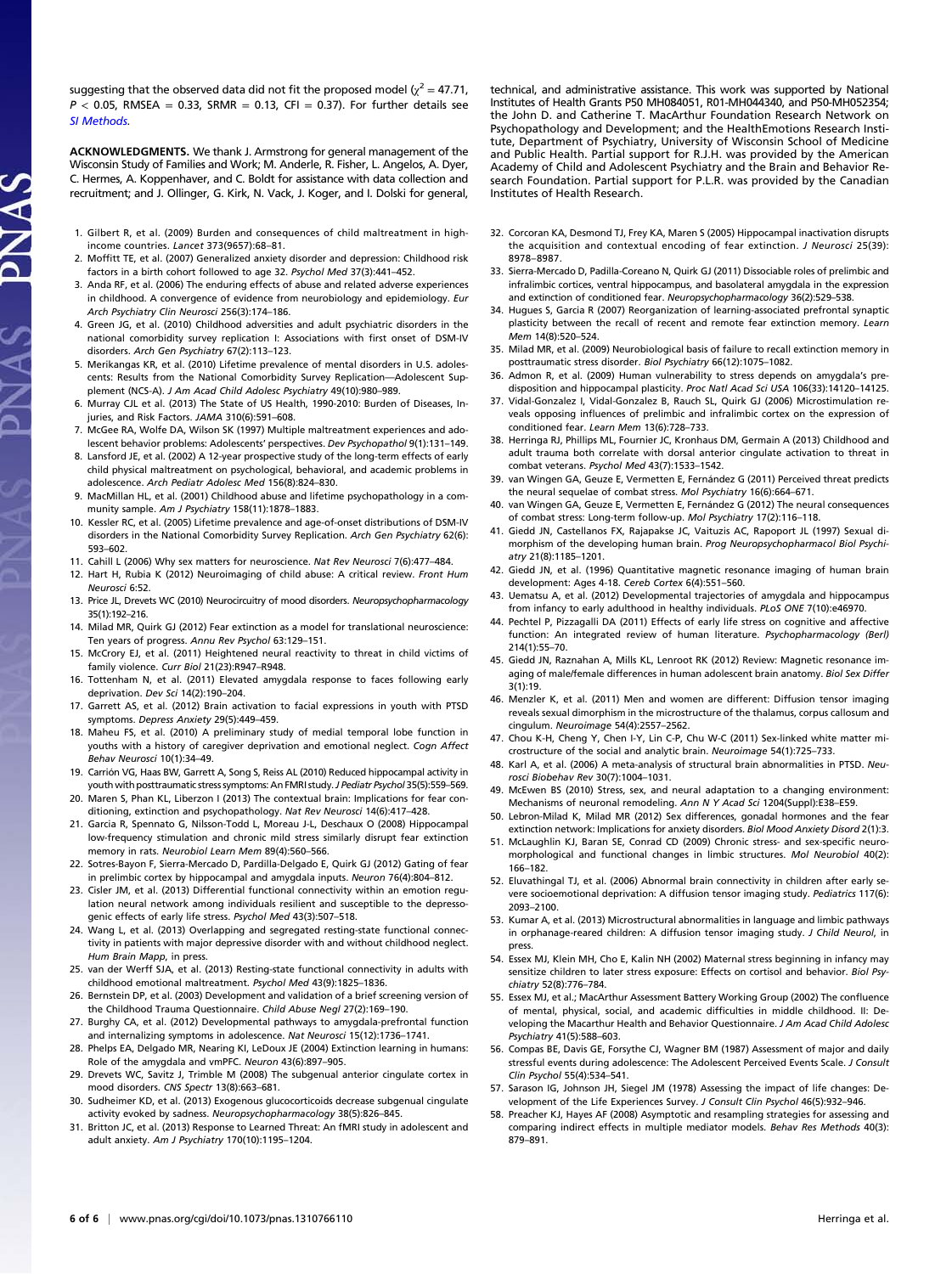suggesting that the observed data did not fit the proposed model ($\chi^2 = 47.71$, $P < 0.05$, RMSEA = 0.33, SRMR = 0.13, CFI = 0.37). For further details see *SI Methods*.

**ACKNOWLEDGMENTS.** We thank J. Armstrong for general management of the Wisconsin Study of Families and Work; M. Anderle, R. Fisher, L. Angelos, A. Dyer, C. Hermes, A. Koppenhaver, and C. Boldt for assistance with data collection and recruitment; and J. Ollinger, G. Kirk, N. Vack, J. Koger, and I. Dolski for general, technical, and administrative assistance. This work was supported by National Institutes of Health Grants P50 MH084051, R01-MH044340, and P50-MH052354; the John D. and Catherine T. MacArthur Foundation Research Network on Psychopathology and Development; and the HealthEmotions Research Institute, Department of Psychiatry, University of Wisconsin School of Medicine and Public Health. Partial support for R.J.H. was provided by the American Academy of Child and Adolescent Psychiatry and the Brain and Behavior Research Foundation. Partial support for P.L.R. was provided by the Canadian Institutes of Health Research.

1. Gilbert R, et al. (2009) Burden and consequences of child maltreatment in high-income countries. *Lancet* 373(9657):68–81.
2. Moffitt TE, et al. (2007) Generalized anxiety disorder and depression: Childhood risk factors in a birth cohort followed to age 32. *Psychol Med* 37(3):441–452.
3. Anda RF, et al. (2006) The enduring effects of abuse and related adverse experiences in childhood. A convergence of evidence from neurobiology and epidemiology. *Eur Arch Psychiatry Clin Neurosci* 256(3):174–186.
4. Green JG, et al. (2010) Childhood adversities and adult psychiatric disorders in the national comorbidity survey replication I: Associations with first onset of DSM-IV disorders. *Arch Gen Psychiatry* 67(2):113–123.
5. Merikangas KR, et al. (2010) Lifetime prevalence of mental disorders in U.S. adolescents: Results from the National Comorbidity Survey Replication—Adolescent Supplement (NCS-A). *J Am Acad Child Adolesc Psychiatry* 49(10):980–989.
6. Murray CJL et al. (2013) The State of US Health, 1990-2010: Burden of Diseases, Injuries, and Risk Factors. *JAMA* 310(6):591–608.
7. McGee RA, Wolfe DA, Wilson SK (1997) Multiple maltreatment experiences and adolescent behavior problems: Adolescents' perspectives. *Dev Psychopathol* 9(1):131–149.
8. Lansford JE, et al. (2002) A 12-year prospective study of the long-term effects of early child physical maltreatment on psychological, behavioral, and academic problems in adolescence. *Arch Pediatr Adolesc Med* 156(8):824–830.
9. MacMillan HL, et al. (2001) Childhood abuse and lifetime psychopathology in a community sample. *Am J Psychiatry* 158(11):1878–1883.
10. Kessler RC, et al. (2005) Lifetime prevalence and age-of-onset distributions of DSM-IV disorders in the National Comorbidity Survey Replication. *Arch Gen Psychiatry* 62(6): 593–602.
11. Cahill L (2006) Why sex matters for neuroscience. *Nat Rev Neurosci* 7(6):477–484.
12. Hart H, Rubia K (2012) Neuroimaging of child abuse: A critical review. *Front Hum Neurosci* 6:52.
13. Price JL, Drevets WC (2010) Neurocircuitry of mood disorders. *Neuropsychopharmacology* 35(1):192–216.
14. Milad MR, Quirk GJ (2012) Fear extinction as a model for translational neuroscience: Ten years of progress. *Annu Rev Psychol* 63:129–151.
15. McCrory EJ, et al. (2011) Heightened neural reactivity to threat in child victims of family violence. *Curr Biol* 21(23):R947–R948.
16. Tottenham N, et al. (2011) Elevated amygdala response to faces following early deprivation. *Dev Sci* 14(2):190–204.
17. Garrett AS, et al. (2012) Brain activation to facial expressions in youth with PTSD symptoms. *Depress Anxiety* 29(5):449–459.
18. Maheu FS, et al. (2010) A preliminary study of medial temporal lobe function in youths with a history of caregiver deprivation and emotional neglect. *Cogn Affect Behav Neurosci* 10(1):34–49.
19. Carrión VG, Haas BW, Garrett A, Song S, Reiss AL (2010) Reduced hippocampal activity in youth with posttraumatic stress symptoms: An FMRI study. *J Pediatr Psychol* 35(5):559–569.
20. Maren S, Phan KL, Liberzon I (2013) The contextual brain: Implications for fear conditioning, extinction and psychopathology. *Nat Rev Neurosci* 14(6):417–428.
21. Garcia R, Spennato G, Nilsson-Todd L, Moreau J-L, Deschaux O (2008) Hippocampal low-frequency stimulation and chronic mild stress similarly disrupt fear extinction memory in rats. *Neurobiol Learn Mem* 89(4):560–566.
22. Sotres-Bayon F, Sierra-Mercado D, Pardilla-Delgado E, Quirk GJ (2012) Gating of fear in prelimbic cortex by hippocampal and amygdala inputs. *Neuron* 76(4):804–812.
23. Cisler JM, et al. (2013) Differential functional connectivity within an emotion regulation neural network among individuals resilient and susceptible to the depressogenic effects of early life stress. *Psychol Med* 43(3):507–518.
24. Wang L, et al. (2013) Overlapping and segregated resting-state functional connectivity in patients with major depressive disorder with and without childhood neglect. *Hum Brain Mapp*, in press.
25. van der Werff SJA, et al. (2013) Resting-state functional connectivity in adults with childhood emotional maltreatment. *Psychol Med* 43(9):1825–1836.
26. Bernstein DP, et al. (2003) Development and validation of a brief screening version of the Childhood Trauma Questionnaire. *Child Abuse Negl* 27(2):169–190.
27. Burghy CA, et al. (2012) Developmental pathways to amygdala-prefrontal function and internalizing symptoms in adolescence. *Nat Neurosci* 15(12):1736–1741.
28. Phelps EA, Delgado MR, Nearing KI, LeDoux JE (2004) Extinction learning in humans: Role of the amygdala and vmPFC. *Neuron* 43(6):897–905.
29. Drevets WC, Savitz J, Trimble M (2008) The subgenual anterior cingulate cortex in mood disorders. *CNS Spectr* 13(8):663–681.
30. Sudheimer KD, et al. (2013) Exogenous glucocorticoids decrease subgenual cingulate activity evoked by sadness. *Neuropsychopharmacology* 38(5):826–845.
31. Britton JC, et al. (2013) Response to Learned Threat: An fMRI study in adolescent and adult anxiety. *Am J Psychiatry* 170(10):1195–1204.
32. Corcoran KA, Desmond TJ, Frey KA, Maren S (2005) Hippocampal inactivation disrupts the acquisition and contextual encoding of fear extinction. *J Neurosci* 25(39): 8978–8987.
33. Sierra-Mercado D, Padilla-Coreano N, Quirk GJ (2011) Dissociable roles of prelimbic and infralimbic cortices, ventral hippocampus, and basolateral amygdala in the expression and extinction of conditioned fear. *Neuropsychopharmacology* 36(2):529–538.
34. Hugues S, Garcia R (2007) Reorganization of learning-associated prefrontal synaptic plasticity between the recall of recent and remote fear extinction memory. *Learn Mem* 14(8):520–524.
35. Milad MR, et al. (2009) Neurobiological basis of failure to recall extinction memory in posttraumatic stress disorder. *Biol Psychiatry* 66(12):1075–1082.
36. Admon R, et al. (2009) Human vulnerability to stress depends on amygdala's predisposition and hippocampal plasticity. *Proc Natl Acad Sci USA* 106(33):14120–14125.
37. Vidal-Gonzalez I, Vidal-Gonzalez B, Rauch SL, Quirk GJ (2006) Microstimulation reveals opposing influences of prelimbic and infralimbic cortex on the expression of conditioned fear. *Learn Mem* 13(6):728–733.
38. Herringa RJ, Phillips ML, Fournier JC, Kronhaus DM, Germain A (2013) Childhood and adult trauma both correlate with dorsal anterior cingulate activation to threat in combat veterans. *Psychol Med* 43(7):1533–1542.
39. van Wingen GA, Geuze E, Vermetten E, Fernández G (2011) Perceived threat predicts the neural sequelae of combat stress. *Mol Psychiatry* 16(6):664–671.
40. van Wingen GA, Geuze E, Vermetten E, Fernández G (2012) The neural consequences of combat stress: Long-term follow-up. *Mol Psychiatry* 17(2):116–118.
41. Giedd JN, Castellanos FX, Rajapakse JC, Vaituzis AC, Rapoport JL (1997) Sexual dimorphism of the developing human brain. *Prog Neuropsychopharmacol Biol Psychiatry* 21(8):1185–1201.
42. Giedd JN, et al. (1996) Quantitative magnetic resonance imaging of human brain development: Ages 4-18. *Cereb Cortex* 6(4):551–560.
43. Uematsu A, et al. (2012) Developmental trajectories of amygdala and hippocampus from infancy to early adulthood in healthy individuals. *PLoS ONE* 7(10):e46970.
44. Pechtel P, Pizzagalli DA (2011) Effects of early life stress on cognitive and affective function: An integrated review of human literature. *Psychopharmacology (Berl)* 214(1):55–70.
45. Giedd JN, Raznahan A, Mills KL, Lenroot RK (2012) Review: Magnetic resonance imaging of male/female differences in human adolescent brain anatomy. *Biol Sex Differ* 3(1):19.
46. Menzler K, et al. (2011) Men and women are different: Diffusion tensor imaging reveals sexual dimorphism in the microstructure of the thalamus, corpus callosum and cingulum. *Neuroimage* 54(4):2557–2562.
47. Chou K-H, Cheng Y, Chen I-Y, Lin C-P, Chu W-C (2011) Sex-linked white matter microstructure of the social and analytic brain. *Neuroimage* 54(1):725–733.
48. Karl A, et al. (2006) A meta-analysis of structural brain abnormalities in PTSD. *Neurosci Biobehav Rev* 30(7):1004–1031.
49. McEwen BS (2010) Stress, sex, and neural adaptation to a changing environment: Mechanisms of neuronal remodeling. *Ann N Y Acad Sci* 1204(Suppl):E38–E59.
50. Lebron-Milad K, Milad MR (2012) Sex differences, gonadal hormones and the fear extinction network: Implications for anxiety disorders. *Biol Mood Anxiety Disord* 2(1):3.
51. McLaughlin KJ, Baran SE, Conrad CD (2009) Chronic stress- and sex-specific neuromorphological and functional changes in limbic structures. *Mol Neurobiol* 40(2): 166–182.
52. Eluvathingal TJ, et al. (2006) Abnormal brain connectivity in children after early severe socioemotional deprivation: A diffusion tensor imaging study. *Pediatrics* 117(6): 2093–2100.
53. Kumar A, et al. (2013) Microstructural abnormalities in language and limbic pathways in orphanage-reared children: A diffusion tensor imaging study. *J Child Neurol*, in press.
54. Essex MJ, Klein MH, Cho E, Kalin NH (2002) Maternal stress beginning in infancy may sensitize children to later stress exposure: Effects on cortisol and behavior. *Biol Psychiatry* 52(8):776–784.
55. Essex MJ, et al.; MacArthur Assessment Battery Working Group (2002) The confluence of mental, physical, social, and academic difficulties in middle childhood. II: Developing the Macarthur Health and Behavior Questionnaire. *J Am Acad Child Adolesc Psychiatry* 41(5):588–603.
56. Compas BE, Davis GE, Forsythe CJ, Wagner BM (1987) Assessment of major and daily stressful events during adolescence: The Adolescent Perceived Events Scale. *J Consult Clin Psychol* 55(4):534–541.
57. Sarason IG, Johnson JH, Siegel JM (1978) Assessing the impact of life changes: Development of the Life Experiences Survey. *J Consult Clin Psychol* 46(5):932–946.
58. Preacher KJ, Hayes AF (2008) Asymptotic and resampling strategies for assessing and comparing indirect effects in multiple mediator models. *Behav Res Methods* 40(3): 879–891.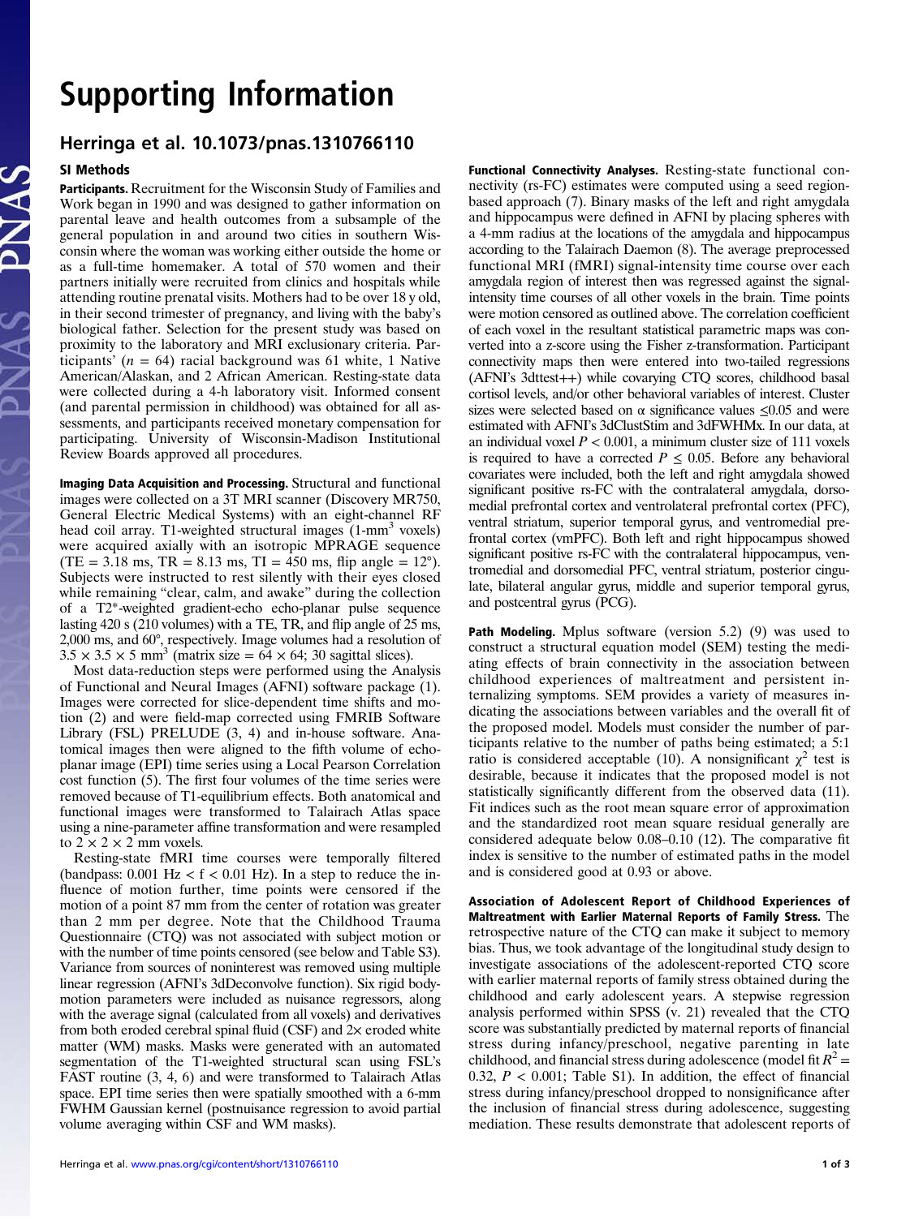# Supporting Information

## Herringa et al. 10.1073/pnas.1310766110

### SI Methods

**Participants.** Recruitment for the Wisconsin Study of Families and Work began in 1990 and was designed to gather information on parental leave and health outcomes from a subsample of the general population in and around two cities in southern Wisconsin where the woman was working either outside the home or as a full-time homemaker. A total of 570 women and their partners initially were recruited from clinics and hospitals while attending routine prenatal visits. Mothers had to be over 18 y old, in their second trimester of pregnancy, and living with the baby's biological father. Selection for the present study was based on proximity to the laboratory and MRI exclusionary criteria. Participants' ($n$ = 64) racial background was 61 white, 1 Native American/Alaskan, and 2 African American. Resting-state data were collected during a 4-h laboratory visit. Informed consent (and parental permission in childhood) was obtained for all assessments, and participants received monetary compensation for participating. University of Wisconsin-Madison Institutional Review Boards approved all procedures.

**Imaging Data Acquisition and Processing.** Structural and functional images were collected on a 3T MRI scanner (Discovery MR750, General Electric Medical Systems) with an eight-channel RF head coil array. T1-weighted structural images (1-$mm^3$ voxels) were acquired axially with an isotropic MPRAGE sequence (TE = 3.18 ms, TR = 8.13 ms, TI = 450 ms, flip angle = 12°). Subjects were instructed to rest silently with their eyes closed while remaining "clear, calm, and awake" during the collection of a T2*-weighted gradient-echo echo-planar pulse sequence lasting 420 s (210 volumes) with a TE, TR, and flip angle of 25 ms, 2,000 ms, and 60°, respectively. Image volumes had a resolution of $3.5 \times 3.5 \times 5$ $mm^3$ (matrix size = $64 \times 64$; 30 sagittal slices).

Most data-reduction steps were performed using the Analysis of Functional and Neural Images (AFNI) software package (1). Images were corrected for slice-dependent time shifts and motion (2) and were field-map corrected using FMRIB Software Library (FSL) PRELUDE (3, 4) and in-house software. Anatomical images then were aligned to the fifth volume of echo-planar image (EPI) time series using a Local Pearson Correlation cost function (5). The first four volumes of the time series were removed because of T1-equilibrium effects. Both anatomical and functional images were transformed to Talairach Atlas space using a nine-parameter affine transformation and were resampled to $2 \times 2 \times 2$ mm voxels.

Resting-state fMRI time courses were temporally filtered (bandpass: 0.001 Hz < f < 0.01 Hz). In a step to reduce the influence of motion further, time points were censored if the motion of a point 87 mm from the center of rotation was greater than 2 mm per degree. Note that the Childhood Trauma Questionnaire (CTQ) was not associated with subject motion or with the number of time points censored (see below and Table S3). Variance from sources of noninterest was removed using multiple linear regression (AFNI's 3dDeconvolve function). Six rigid body-motion parameters were included as nuisance regressors, along with the average signal (calculated from all voxels) and derivatives from both eroded cerebral spinal fluid (CSF) and 2× eroded white matter (WM) masks. Masks were generated with an automated segmentation of the T1-weighted structural scan using FSL's FAST routine (3, 4, 6) and were transformed to Talairach Atlas space. EPI time series then were spatially smoothed with a 6-mm FWHM Gaussian kernel (postnuisance regression to avoid partial volume averaging within CSF and WM masks).

**Functional Connectivity Analyses.** Resting-state functional connectivity (rs-FC) estimates were computed using a seed region-based approach (7). Binary masks of the left and right amygdala and hippocampus were defined in AFNI by placing spheres with a 4-mm radius at the locations of the amygdala and hippocampus according to the Talairach Daemon (8). The average preprocessed functional MRI (fMRI) signal-intensity time course over each amygdala region of interest then was regressed against the signal-intensity time courses of all other voxels in the brain. Time points were motion censored as outlined above. The correlation coefficient of each voxel in the resultant statistical parametric maps was converted into a z-score using the Fisher z-transformation. Participant connectivity maps then were entered into two-tailed regressions (AFNI's 3dttest++) while covarying CTQ scores, childhood basal cortisol levels, and/or other behavioral variables of interest. Cluster sizes were selected based on α significance values ≤0.05 and were estimated with AFNI's 3dClustStim and 3dFWHMx. In our data, at an individual voxel $P < 0.001$, a minimum cluster size of 111 voxels is required to have a corrected $P \leq 0.05$. Before any behavioral covariates were included, both the left and right amygdala showed significant positive rs-FC with the contralateral amygdala, dorsomedial prefrontal cortex and ventrolateral prefrontal cortex (PFC), ventral striatum, superior temporal gyrus, and ventromedial prefrontal cortex (vmPFC). Both left and right hippocampus showed significant positive rs-FC with the contralateral hippocampus, ventromedial and dorsomedial PFC, ventral striatum, posterior cingulate, bilateral angular gyrus, middle and superior temporal gyrus, and postcentral gyrus (PCG).

**Path Modeling.** Mplus software (version 5.2) (9) was used to construct a structural equation model (SEM) testing the mediating effects of brain connectivity in the association between childhood experiences of maltreatment and persistent internalizing symptoms. SEM provides a variety of measures indicating the associations between variables and the overall fit of the proposed model. Models must consider the number of participants relative to the number of paths being estimated; a 5:1 ratio is considered acceptable (10). A nonsignificant $\chi^2$ test is desirable, because it indicates that the proposed model is not statistically significantly different from the observed data (11). Fit indices such as the root mean square error of approximation and the standardized root mean square residual generally are considered adequate below 0.08–0.10 (12). The comparative fit index is sensitive to the number of estimated paths in the model and is considered good at 0.93 or above.

**Association of Adolescent Report of Childhood Experiences of Maltreatment with Earlier Maternal Reports of Family Stress.** The retrospective nature of the CTQ can make it subject to memory bias. Thus, we took advantage of the longitudinal study design to investigate associations of the adolescent-reported CTQ score with earlier maternal reports of family stress obtained during the childhood and early adolescent years. A stepwise regression analysis performed within SPSS (v. 21) revealed that the CTQ score was substantially predicted by maternal reports of financial stress during infancy/preschool, negative parenting in late childhood, and financial stress during adolescence (model fit $R^2$ = 0.32, $P < 0.001$; Table S1). In addition, the effect of financial stress during infancy/preschool dropped to nonsignificance after the inclusion of financial stress during adolescence, suggesting mediation. These results demonstrate that adolescent reports of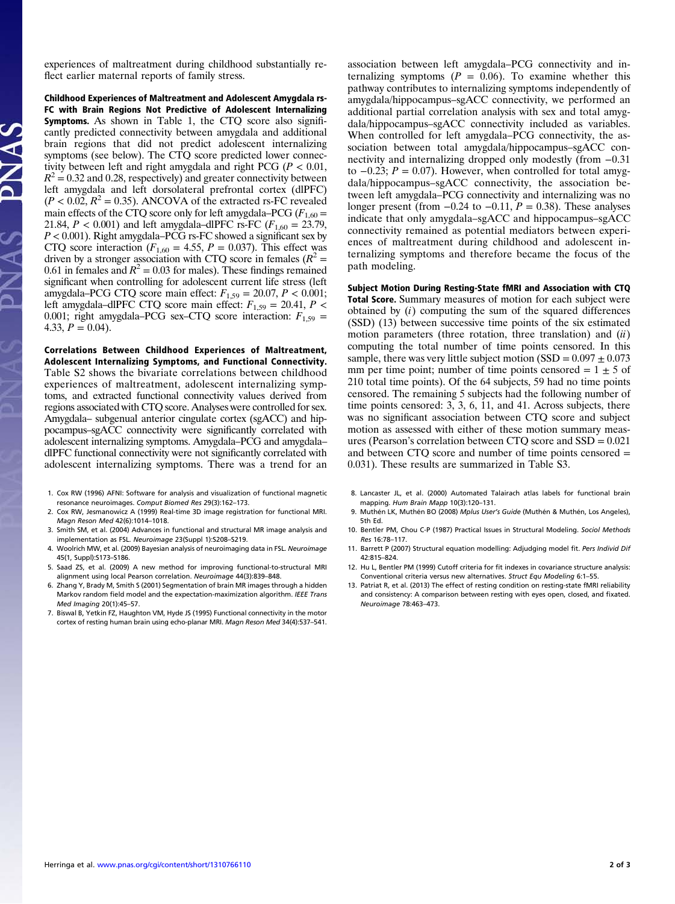experiences of maltreatment during childhood substantially reflect earlier maternal reports of family stress.

**Childhood Experiences of Maltreatment and Adolescent Amygdala rs-FC with Brain Regions Not Predictive of Adolescent Internalizing Symptoms.** As shown in Table 1, the CTQ score also significantly predicted connectivity between amygdala and additional brain regions that did not predict adolescent internalizing symptoms (see below). The CTQ score predicted lower connectivity between left and right amygdala and right PCG ($P < 0.01$, $R^2 = 0.32$ and 0.28, respectively) and greater connectivity between left amygdala and left dorsolateral prefrontal cortex (dlPFC) ($P < 0.02$, $R^2 = 0.35$). ANCOVA of the extracted rs-FC revealed main effects of the CTQ score only for left amygdala–PCG ($F_{1,60} = 21.84$, $P < 0.001$) and left amygdala–dlPFC rs-FC ($F_{1,60} = 23.79$, $P < 0.001$). Right amygdala–PCG rs-FC showed a significant sex by CTQ score interaction ($F_{1,60} = 4.55$, $P = 0.037$). This effect was driven by a stronger association with CTQ score in females ($R^2 = 0.61$ in females and $R^2 = 0.03$ for males). These findings remained significant when controlling for adolescent current life stress (left amygdala–PCG CTQ score main effect: $F_{1,59} = 20.07$, $P < 0.001$; left amygdala–dlPFC CTQ score main effect: $F_{1,59} = 20.41$, $P < 0.001$; right amygdala–PCG sex–CTQ score interaction: $F_{1,59} = 4.33$, $P = 0.04$).

**Correlations Between Childhood Experiences of Maltreatment, Adolescent Internalizing Symptoms, and Functional Connectivity.** Table S2 shows the bivariate correlations between childhood experiences of maltreatment, adolescent internalizing symptoms, and extracted functional connectivity values derived from regions associated with CTQ score. Analyses were controlled for sex. Amygdala– subgenual anterior cingulate cortex (sgACC) and hippocampus–sgACC connectivity were significantly correlated with adolescent internalizing symptoms. Amygdala–PCG and amygdala–dlPFC functional connectivity were not significantly correlated with adolescent internalizing symptoms. There was a trend for an association between left amygdala–PCG connectivity and internalizing symptoms ($P = 0.06$). To examine whether this pathway contributes to internalizing symptoms independently of amygdala/hippocampus–sgACC connectivity, we performed an additional partial correlation analysis with sex and total amygdala/hippocampus–sgACC connectivity included as variables. When controlled for left amygdala–PCG connectivity, the association between total amygdala/hippocampus–sgACC connectivity and internalizing dropped only modestly (from −0.31 to −0.23; $P = 0.07$). However, when controlled for total amygdala/hippocampus–sgACC connectivity, the association between left amygdala–PCG connectivity and internalizing was no longer present (from −0.24 to −0.11, $P = 0.38$). These analyses indicate that only amygdala–sgACC and hippocampus–sgACC connectivity remained as potential mediators between experiences of maltreatment during childhood and adolescent internalizing symptoms and therefore became the focus of the path modeling.

**Subject Motion During Resting-State fMRI and Association with CTQ Total Score.** Summary measures of motion for each subject were obtained by (*i*) computing the sum of the squared differences (SSD) (13) between successive time points of the six estimated motion parameters (three rotation, three translation) and (*ii*) computing the total number of time points censored. In this sample, there was very little subject motion (SSD = 0.097 ± 0.073 mm per time point; number of time points censored = 1 ± 5 of 210 total time points). Of the 64 subjects, 59 had no time points censored. The remaining 5 subjects had the following number of time points censored: 3, 3, 6, 11, and 41. Across subjects, there was no significant association between CTQ score and subject motion as assessed with either of these motion summary measures (Pearson's correlation between CTQ score and SSD = 0.021 and between CTQ score and number of time points censored = 0.031). These results are summarized in Table S3.

1. Cox RW (1996) AFNI: Software for analysis and visualization of functional magnetic resonance neuroimages. *Comput Biomed Res* 29(3):162–173.
2. Cox RW, Jesmanowicz A (1999) Real-time 3D image registration for functional MRI. *Magn Reson Med* 42(6):1014–1018.
3. Smith SM, et al. (2004) Advances in functional and structural MR image analysis and implementation as FSL. *Neuroimage* 23(Suppl 1):S208–S219.
4. Woolrich MW, et al. (2009) Bayesian analysis of neuroimaging data in FSL. *Neuroimage* 45(1, Suppl):S173–S186.
5. Saad ZS, et al. (2009) A new method for improving functional-to-structural MRI alignment using local Pearson correlation. *Neuroimage* 44(3):839–848.
6. Zhang Y, Brady M, Smith S (2001) Segmentation of brain MR images through a hidden Markov random field model and the expectation-maximization algorithm. *IEEE Trans Med Imaging* 20(1):45–57.
7. Biswal B, Yetkin FZ, Haughton VM, Hyde JS (1995) Functional connectivity in the motor cortex of resting human brain using echo-planar MRI. *Magn Reson Med* 34(4):537–541.
8. Lancaster JL, et al. (2000) Automated Talairach atlas labels for functional brain mapping. *Hum Brain Mapp* 10(3):120–131.
9. Muthén LK, Muthén BO (2008) *Mplus User's Guide* (Muthén & Muthén, Los Angeles), 5th Ed.
10. Bentler PM, Chou C-P (1987) Practical Issues in Structural Modeling. *Sociol Methods Res* 16:78–117.
11. Barrett P (2007) Structural equation modelling: Adjudging model fit. *Pers Individ Dif* 42:815–824.
12. Hu L, Bentler PM (1999) Cutoff criteria for fit indexes in covariance structure analysis: Conventional criteria versus new alternatives. *Struct Equ Modeling* 6:1–55.
13. Patriat R, et al. (2013) The effect of resting condition on resting-state fMRI reliability and consistency: A comparison between resting with eyes open, closed, and fixated. *Neuroimage* 78:463–473.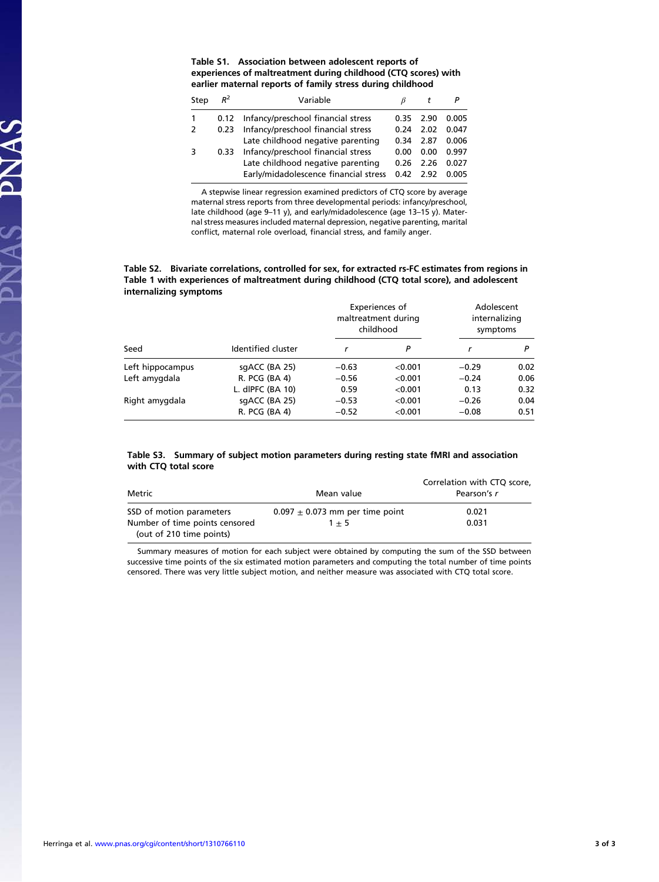**Table S1. Association between adolescent reports of experiences of maltreatment during childhood (CTQ scores) with earlier maternal reports of family stress during childhood**

| Step | $R^2$ | Variable | $\beta$ | $t$ | $P$ |
|---|---|---|---|---|---|
| 1 | 0.12 | Infancy/preschool financial stress | 0.35 | 2.90 | 0.005 |
| 2 | 0.23 | Infancy/preschool financial stress | 0.24 | 2.02 | 0.047 |
| | | Late childhood negative parenting | 0.34 | 2.87 | 0.006 |
| 3 | 0.33 | Infancy/preschool financial stress | 0.00 | 0.00 | 0.997 |
| | | Late childhood negative parenting | 0.26 | 2.26 | 0.027 |
| | | Early/midadolescence financial stress | 0.42 | 2.92 | 0.005 |

A stepwise linear regression examined predictors of CTQ score by average maternal stress reports from three developmental periods: infancy/preschool, late childhood (age 9–11 y), and early/midadolescence (age 13–15 y). Maternal stress measures included maternal depression, negative parenting, marital conflict, maternal role overload, financial stress, and family anger.

**Table S2. Bivariate correlations, controlled for sex, for extracted rs-FC estimates from regions in Table 1 with experiences of maltreatment during childhood (CTQ total score), and adolescent internalizing symptoms**

| | | Experiences of maltreatment during childhood | | Adolescent internalizing symptoms | |
|---|---|---|---|---|---|
| Seed | Identified cluster | $r$ | $P$ | $r$ | $P$ |
| Left hippocampus | sgACC (BA 25) | −0.63 | <0.001 | −0.29 | 0.02 |
| Left amygdala | R. PCG (BA 4) | −0.56 | <0.001 | −0.24 | 0.06 |
| | L. dlPFC (BA 10) | 0.59 | <0.001 | 0.13 | 0.32 |
| Right amygdala | sgACC (BA 25) | −0.53 | <0.001 | −0.26 | 0.04 |
| | R. PCG (BA 4) | −0.52 | <0.001 | −0.08 | 0.51 |

**Table S3. Summary of subject motion parameters during resting state fMRI and association with CTQ total score**

| Metric | Mean value | Correlation with CTQ score, Pearson's $r$ |
|---|---|---|
| SSD of motion parameters | 0.097 ± 0.073 mm per time point | 0.021 |
| Number of time points censored (out of 210 time points) | 1 ± 5 | 0.031 |

Summary measures of motion for each subject were obtained by computing the sum of the SSD between successive time points of the six estimated motion parameters and computing the total number of time points censored. There was very little subject motion, and neither measure was associated with CTQ total score.